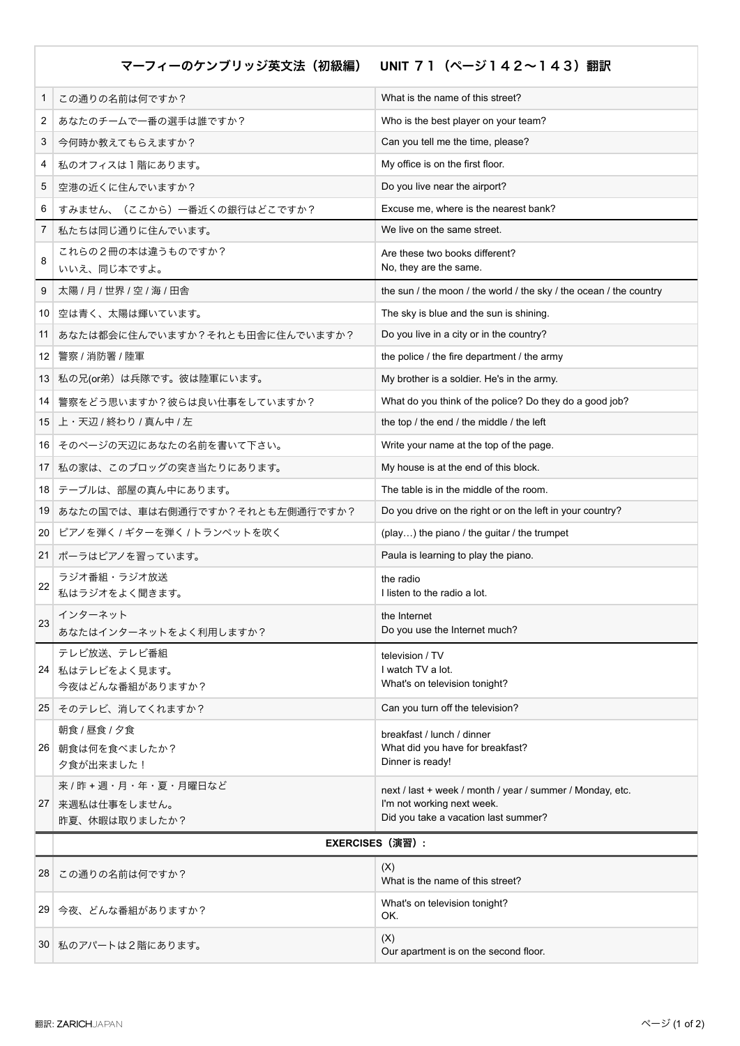# マーフィーのケンブリッジ英文法（初級編）　UNIT ７１（ページ１４２〜１４３）翻訳

| | | |
|---|---|---|
| 1 | この通りの名前は何ですか？ | What is the name of this street? |
| 2 | あなたのチームで一番の選手は誰ですか？ | Who is the best player on your team? |
| 3 | 今何時か教えてもらえますか？ | Can you tell me the time, please? |
| 4 | 私のオフィスは１階にあります。 | My office is on the first floor. |
| 5 | 空港の近くに住んでいますか？ | Do you live near the airport? |
| 6 | すみません、（ここから）一番近くの銀行はどこですか？ | Excuse me, where is the nearest bank? |
| 7 | 私たちは同じ通りに住んでいます。 | We live on the same street. |
| 8 | これらの２冊の本は違うものですか？<br>いいえ、同じ本ですよ。 | Are these two books different?<br>No, they are the same. |
| 9 | 太陽 / 月 / 世界 / 空 / 海 / 田舎 | the sun / the moon / the world / the sky / the ocean / the country |
| 10 | 空は青く、太陽は輝いています。 | The sky is blue and the sun is shining. |
| 11 | あなたは都会に住んでいますか？それとも田舎に住んでいますか？ | Do you live in a city or in the country? |
| 12 | 警察 / 消防署 / 陸軍 | the police / the fire department / the army |
| 13 | 私の兄(or弟）は兵隊です。彼は陸軍にいます。 | My brother is a soldier. He's in the army. |
| 14 | 警察をどう思いますか？彼らは良い仕事をしていますか？ | What do you think of the police? Do they do a good job? |
| 15 | 上・天辺 / 終わり / 真ん中 / 左 | the top / the end / the middle / the left |
| 16 | そのページの天辺にあなたの名前を書いて下さい。 | Write your name at the top of the page. |
| 17 | 私の家は、このブロッグの突き当たりにあります。 | My house is at the end of this block. |
| 18 | テーブルは、部屋の真ん中にあります。 | The table is in the middle of the room. |
| 19 | あなたの国では、車は右側通行ですか？それとも左側通行ですか？ | Do you drive on the right or on the left in your country? |
| 20 | ピアノを弾く / ギターを弾く / トランペットを吹く | (play…) the piano / the guitar / the trumpet |
| 21 | ポーラはピアノを習っています。 | Paula is learning to play the piano. |
| 22 | ラジオ番組・ラジオ放送<br>私はラジオをよく聞きます。 | the radio<br>I listen to the radio a lot. |
| 23 | インターネット<br>あなたはインターネットをよく利用しますか？ | the Internet<br>Do you use the Internet much? |
| 24 | テレビ放送、テレビ番組<br>私はテレビをよく見ます。<br>今夜はどんな番組がありますか？ | television / TV<br>I watch TV a lot.<br>What's on television tonight? |
| 25 | そのテレビ、消してくれますか？ | Can you turn off the television? |
| 26 | 朝食 / 昼食 / 夕食<br>朝食は何を食べましたか？<br>夕食が出来ました！ | breakfast / lunch / dinner<br>What did you have for breakfast?<br>Dinner is ready! |
| 27 | 来 / 昨 + 週・月・年・夏・月曜日など<br>来週私は仕事をしません。<br>昨夏、休暇は取りましたか？ | next / last + week / month / year / summer / Monday, etc.<br>I'm not working next week.<br>Did you take a vacation last summer? |
| | **EXERCISES（演習）:** | |
| 28 | この通りの名前は何ですか？ | (X)<br>What is the name of this street? |
| 29 | 今夜、どんな番組がありますか？ | What's on television tonight?<br>OK. |
| 30 | 私のアパートは２階にあります。 | (X)<br>Our apartment is on the second floor. |

翻訳: ZARICHJAPAN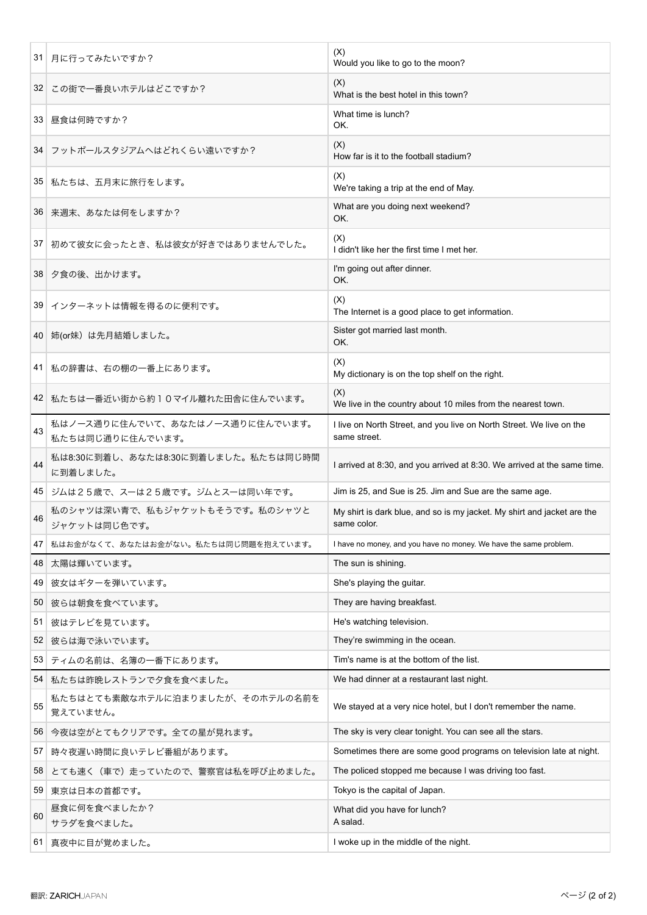| | | |
|---|---|---|
| 31 | 月に行ってみたいですか？ | (X)<br>Would you like to go to the moon? |
| 32 | この街で一番良いホテルはどこですか？ | (X)<br>What is the best hotel in this town? |
| 33 | 昼食は何時ですか？ | What time is lunch?<br>OK. |
| 34 | フットボールスタジアムへはどれくらい遠いですか？ | (X)<br>How far is it to the football stadium? |
| 35 | 私たちは、五月末に旅行をします。 | (X)<br>We're taking a trip at the end of May. |
| 36 | 来週末、あなたは何をしますか？ | What are you doing next weekend?<br>OK. |
| 37 | 初めて彼女に会ったとき、私は彼女が好きではありませんでした。 | (X)<br>I didn't like her the first time I met her. |
| 38 | 夕食の後、出かけます。 | I'm going out after dinner.<br>OK. |
| 39 | インターネットは情報を得るのに便利です。 | (X)<br>The Internet is a good place to get information. |
| 40 | 姉(or妹）は先月結婚しました。 | Sister got married last month.<br>OK. |
| 41 | 私の辞書は、右の棚の一番上にあります。 | (X)<br>My dictionary is on the top shelf on the right. |
| 42 | 私たちは一番近い街から約１０マイル離れた田舎に住んでいます。 | (X)<br>We live in the country about 10 miles from the nearest town. |
| 43 | 私はノース通りに住んでいて、あなたはノース通りに住んでいます。私たちは同じ通りに住んでいます。 | I live on North Street, and you live on North Street. We live on the same street. |
| 44 | 私は8:30に到着し、あなたは8:30に到着しました。私たちは同じ時間に到着しました。 | I arrived at 8:30, and you arrived at 8:30. We arrived at the same time. |
| 45 | ジムは２５歳で、スーは２５歳です。ジムとスーは同い年です。 | Jim is 25, and Sue is 25. Jim and Sue are the same age. |
| 46 | 私のシャツは深い青で、私もジャケットもそうです。私のシャツとジャケットは同じ色です。 | My shirt is dark blue, and so is my jacket. My shirt and jacket are the same color. |
| 47 | 私はお金がなくて、あなたはお金がない。私たちは同じ問題を抱えています。 | I have no money, and you have no money. We have the same problem. |
| 48 | 太陽は輝いています。 | The sun is shining. |
| 49 | 彼女はギターを弾いています。 | She's playing the guitar. |
| 50 | 彼らは朝食を食べています。 | They are having breakfast. |
| 51 | 彼はテレビを見ています。 | He's watching television. |
| 52 | 彼らは海で泳いでいます。 | They're swimming in the ocean. |
| 53 | ティムの名前は、名簿の一番下にあります。 | Tim's name is at the bottom of the list. |
| 54 | 私たちは昨晩レストランで夕食を食べました。 | We had dinner at a restaurant last night. |
| 55 | 私たちはとても素敵なホテルに泊まりましたが、そのホテルの名前を覚えていません。 | We stayed at a very nice hotel, but I don't remember the name. |
| 56 | 今夜は空がとてもクリアです。全ての星が見れます。 | The sky is very clear tonight. You can see all the stars. |
| 57 | 時々夜遅い時間に良いテレビ番組があります。 | Sometimes there are some good programs on television late at night. |
| 58 | とても速く（車で）走っていたので、警察官は私を呼び止めました。 | The policed stopped me because I was driving too fast. |
| 59 | 東京は日本の首都です。 | Tokyo is the capital of Japan. |
| 60 | 昼食に何を食べましたか？<br>サラダを食べました。 | What did you have for lunch?<br>A salad. |
| 61 | 真夜中に目が覚めました。 | I woke up in the middle of the night. |

翻訳: ZARICHJAPAN